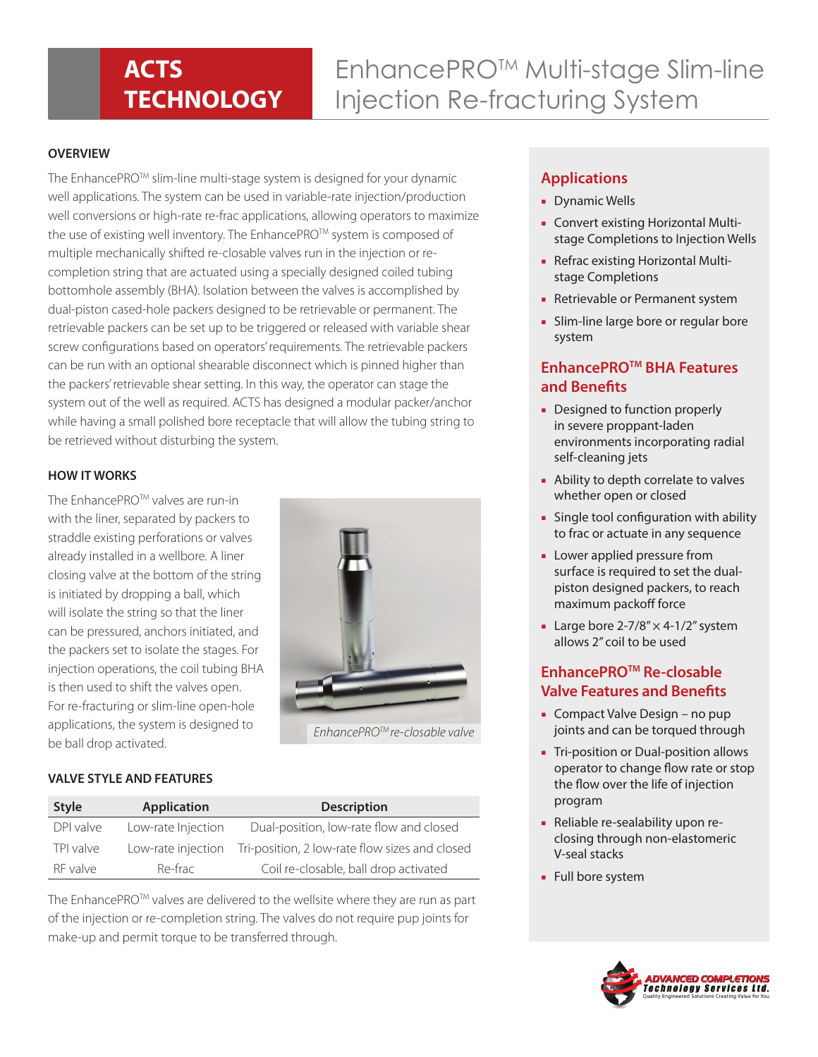# ACTS TECHNOLOGY

# EnhancePRO™ Multi-stage Slim-line Injection Re-fracturing System

## OVERVIEW

The EnhancePRO™ slim-line multi-stage system is designed for your dynamic well applications. The system can be used in variable-rate injection/production well conversions or high-rate re-frac applications, allowing operators to maximize the use of existing well inventory. The EnhancePRO™ system is composed of multiple mechanically shifted re-closable valves run in the injection or re-completion string that are actuated using a specially designed coiled tubing bottomhole assembly (BHA). Isolation between the valves is accomplished by dual-piston cased-hole packers designed to be retrievable or permanent. The retrievable packers can be set up to be triggered or released with variable shear screw configurations based on operators' requirements. The retrievable packers can be run with an optional shearable disconnect which is pinned higher than the packers' retrievable shear setting. In this way, the operator can stage the system out of the well as required. ACTS has designed a modular packer/anchor while having a small polished bore receptacle that will allow the tubing string to be retrieved without disturbing the system.

## HOW IT WORKS

The EnhancePRO™ valves are run-in with the liner, separated by packers to straddle existing perforations or valves already installed in a wellbore. A liner closing valve at the bottom of the string is initiated by dropping a ball, which will isolate the string so that the liner can be pressured, anchors initiated, and the packers set to isolate the stages. For injection operations, the coil tubing BHA is then used to shift the valves open. For re-fracturing or slim-line open-hole applications, the system is designed to be ball drop activated.

*EnhancePRO™ re-closable valve*

## VALVE STYLE AND FEATURES

| Style | Application | Description |
|---|---|---|
| DPI valve | Low-rate Injection | Dual-position, low-rate flow and closed |
| TPI valve | Low-rate injection | Tri-position, 2 low-rate flow sizes and closed |
| RF valve | Re-frac | Coil re-closable, ball drop activated |

The EnhancePRO™ valves are delivered to the wellsite where they are run as part of the injection or re-completion string. The valves do not require pup joints for make-up and permit torque to be transferred through.

## Applications

- Dynamic Wells
- Convert existing Horizontal Multi-stage Completions to Injection Wells
- Refrac existing Horizontal Multi-stage Completions
- Retrievable or Permanent system
- Slim-line large bore or regular bore system

## EnhancePRO™ BHA Features and Benefits

- Designed to function properly in severe proppant-laden environments incorporating radial self-cleaning jets
- Ability to depth correlate to valves whether open or closed
- Single tool configuration with ability to frac or actuate in any sequence
- Lower applied pressure from surface is required to set the dual-piston designed packers, to reach maximum packoff force
- Large bore 2-7/8" × 4-1/2" system allows 2" coil to be used

## EnhancePRO™ Re-closable Valve Features and Benefits

- Compact Valve Design – no pup joints and can be torqued through
- Tri-position or Dual-position allows operator to change flow rate or stop the flow over the life of injection program
- Reliable re-sealability upon re-closing through non-elastomeric V-seal stacks
- Full bore system

ADVANCED COMPLETIONS Technology Services Ltd.
Quality Engineered Solutions Creating Value for You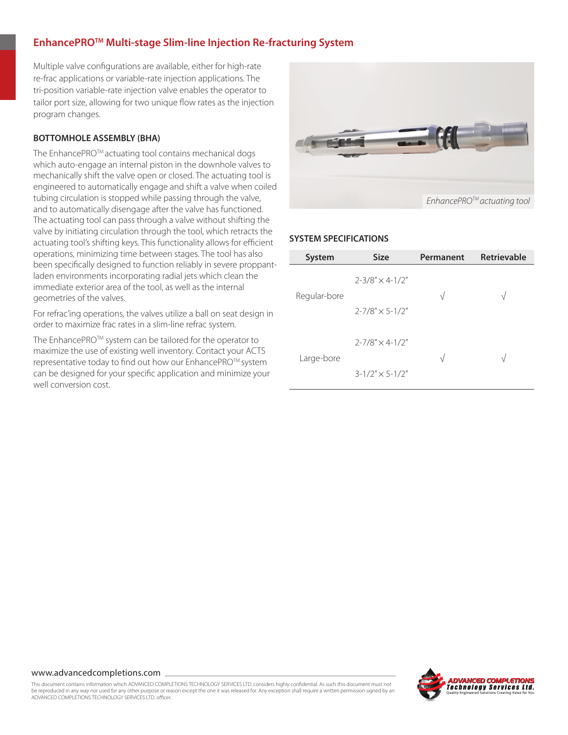## EnhancePRO™ Multi-stage Slim-line Injection Re-fracturing System

Multiple valve configurations are available, either for high-rate re-frac applications or variable-rate injection applications. The tri-position variable-rate injection valve enables the operator to tailor port size, allowing for two unique flow rates as the injection program changes.

### BOTTOMHOLE ASSEMBLY (BHA)

The EnhancePRO™ actuating tool contains mechanical dogs which auto-engage an internal piston in the downhole valves to mechanically shift the valve open or closed. The actuating tool is engineered to automatically engage and shift a valve when coiled tubing circulation is stopped while passing through the valve, and to automatically disengage after the valve has functioned. The actuating tool can pass through a valve without shifting the valve by initiating circulation through the tool, which retracts the actuating tool's shifting keys. This functionality allows for efficient operations, minimizing time between stages. The tool has also been specifically designed to function reliably in severe proppant-laden environments incorporating radial jets which clean the immediate exterior area of the tool, as well as the internal geometries of the valves.

For refrac'ing operations, the valves utilize a ball on seat design in order to maximize frac rates in a slim-line refrac system.

The EnhancePRO™ system can be tailored for the operator to maximize the use of existing well inventory. Contact your ACTS representative today to find out how our EnhancePRO™ system can be designed for your specific application and minimize your well conversion cost.

*EnhancePRO™ actuating tool*

### SYSTEM SPECIFICATIONS

| System | Size | Permanent | Retrievable |
|---|---|---|---|
| Regular-bore | 2-3/8" × 4-1/2"<br>2-7/8" × 5-1/2" | √ | √ |
| Large-bore | 2-7/8" × 4-1/2"<br>3-1/2" × 5-1/2" | √ | √ |

www.advancedcompletions.com

This document contains information which ADVANCED COMPLETIONS TECHNOLOGY SERVICES LTD. considers highly confidential. As such this document must not be reproduced in any way nor used for any other purpose or reason except the one it was released for. Any exception shall require a written permission signed by an ADVANCED COMPLETIONS TECHNOLOGY SERVICES LTD. officer.